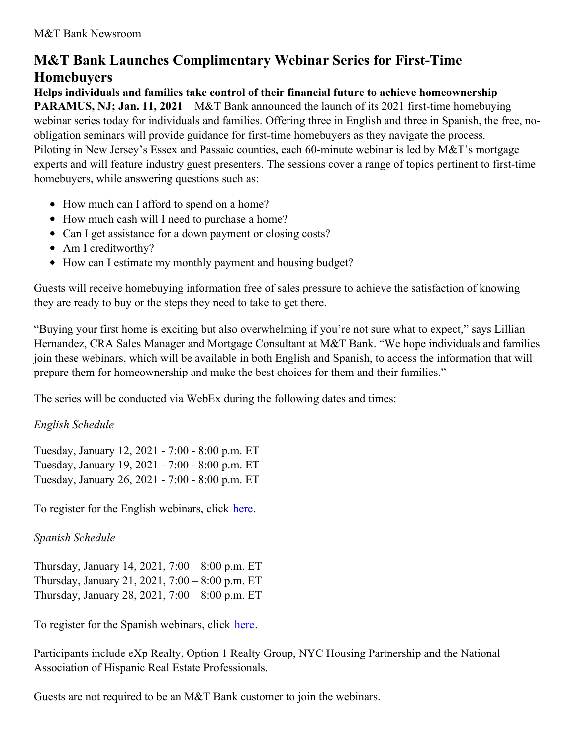M&T Bank Newsroom

# M&T Bank Launches Complimentary Webinar Series for First-Time Homebuyers

**Helps individuals and families take control of their financial future to achieve homeownership**

**PARAMUS, NJ; Jan. 11, 2021**—M&T Bank announced the launch of its 2021 first-time homebuying webinar series today for individuals and families. Offering three in English and three in Spanish, the free, no-obligation seminars will provide guidance for first-time homebuyers as they navigate the process.

Piloting in New Jersey's Essex and Passaic counties, each 60-minute webinar is led by M&T's mortgage experts and will feature industry guest presenters. The sessions cover a range of topics pertinent to first-time homebuyers, while answering questions such as:

- How much can I afford to spend on a home?
- How much cash will I need to purchase a home?
- Can I get assistance for a down payment or closing costs?
- Am I creditworthy?
- How can I estimate my monthly payment and housing budget?

Guests will receive homebuying information free of sales pressure to achieve the satisfaction of knowing they are ready to buy or the steps they need to take to get there.

"Buying your first home is exciting but also overwhelming if you're not sure what to expect," says Lillian Hernandez, CRA Sales Manager and Mortgage Consultant at M&T Bank. "We hope individuals and families join these webinars, which will be available in both English and Spanish, to access the information that will prepare them for homeownership and make the best choices for them and their families."

The series will be conducted via WebEx during the following dates and times:

*English Schedule*

Tuesday, January 12, 2021 - 7:00 - 8:00 p.m. ET
Tuesday, January 19, 2021 - 7:00 - 8:00 p.m. ET
Tuesday, January 26, 2021 - 7:00 - 8:00 p.m. ET

To register for the English webinars, click here.

*Spanish Schedule*

Thursday, January 14, 2021, 7:00 – 8:00 p.m. ET
Thursday, January 21, 2021, 7:00 – 8:00 p.m. ET
Thursday, January 28, 2021, 7:00 – 8:00 p.m. ET

To register for the Spanish webinars, click here.

Participants include eXp Realty, Option 1 Realty Group, NYC Housing Partnership and the National Association of Hispanic Real Estate Professionals.

Guests are not required to be an M&T Bank customer to join the webinars.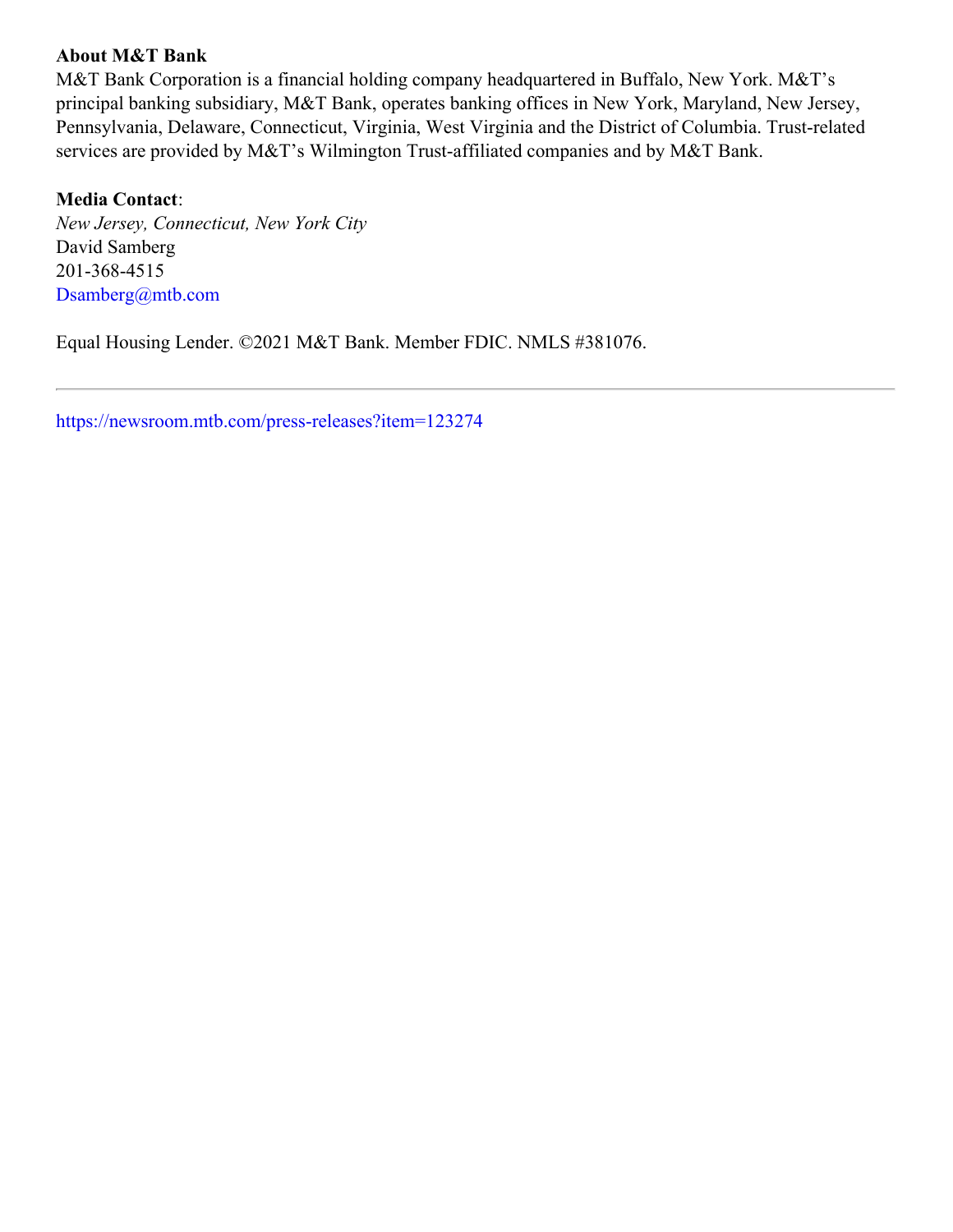**About M&T Bank**
M&T Bank Corporation is a financial holding company headquartered in Buffalo, New York. M&T's principal banking subsidiary, M&T Bank, operates banking offices in New York, Maryland, New Jersey, Pennsylvania, Delaware, Connecticut, Virginia, West Virginia and the District of Columbia. Trust-related services are provided by M&T's Wilmington Trust-affiliated companies and by M&T Bank.

**Media Contact**:
*New Jersey, Connecticut, New York City*
David Samberg
201-368-4515
Dsamberg@mtb.com

Equal Housing Lender. ©2021 M&T Bank. Member FDIC. NMLS #381076.

---

https://newsroom.mtb.com/press-releases?item=123274